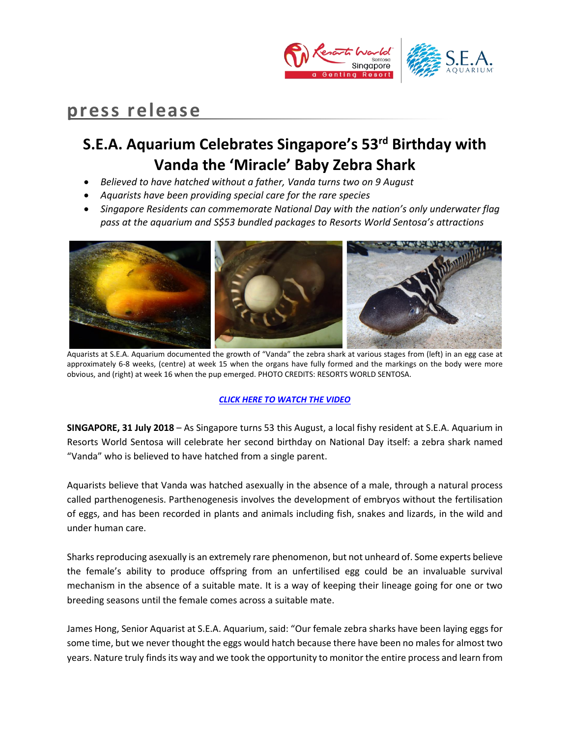press release

# S.E.A. Aquarium Celebrates Singapore's 53rd Birthday with Vanda the 'Miracle' Baby Zebra Shark

- *Believed to have hatched without a father, Vanda turns two on 9 August*
- *Aquarists have been providing special care for the rare species*
- *Singapore Residents can commemorate National Day with the nation's only underwater flag pass at the aquarium and S$53 bundled packages to Resorts World Sentosa's attractions*

Aquarists at S.E.A. Aquarium documented the growth of "Vanda" the zebra shark at various stages from (left) in an egg case at approximately 6-8 weeks, (centre) at week 15 when the organs have fully formed and the markings on the body were more obvious, and (right) at week 16 when the pup emerged. PHOTO CREDITS: RESORTS WORLD SENTOSA.

***CLICK HERE TO WATCH THE VIDEO***

**SINGAPORE, 31 July 2018** – As Singapore turns 53 this August, a local fishy resident at S.E.A. Aquarium in Resorts World Sentosa will celebrate her second birthday on National Day itself: a zebra shark named "Vanda" who is believed to have hatched from a single parent.

Aquarists believe that Vanda was hatched asexually in the absence of a male, through a natural process called parthenogenesis. Parthenogenesis involves the development of embryos without the fertilisation of eggs, and has been recorded in plants and animals including fish, snakes and lizards, in the wild and under human care.

Sharks reproducing asexually is an extremely rare phenomenon, but not unheard of. Some experts believe the female's ability to produce offspring from an unfertilised egg could be an invaluable survival mechanism in the absence of a suitable mate. It is a way of keeping their lineage going for one or two breeding seasons until the female comes across a suitable mate.

James Hong, Senior Aquarist at S.E.A. Aquarium, said: "Our female zebra sharks have been laying eggs for some time, but we never thought the eggs would hatch because there have been no males for almost two years. Nature truly finds its way and we took the opportunity to monitor the entire process and learn from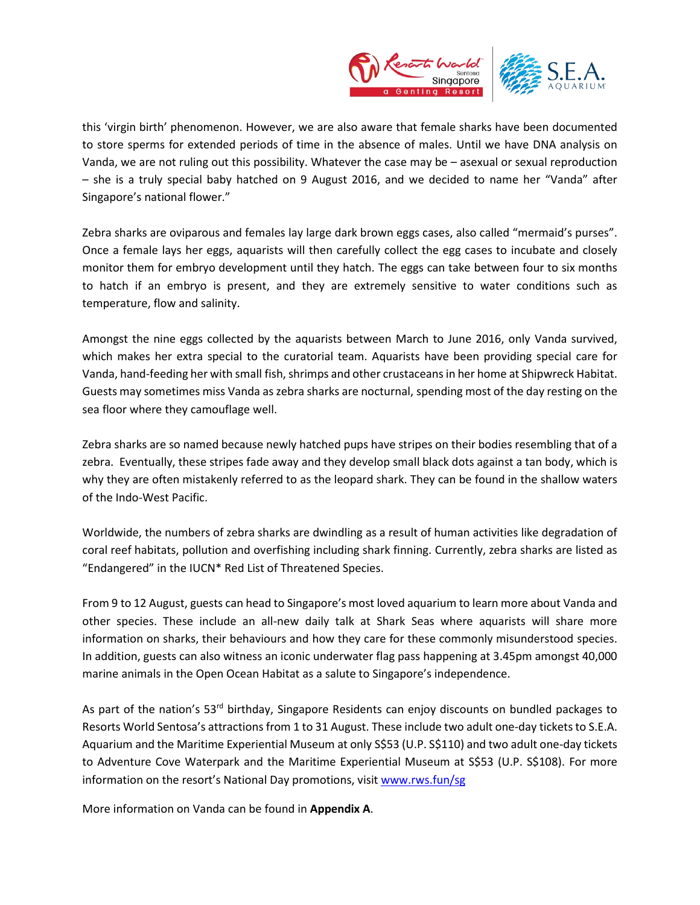this 'virgin birth' phenomenon. However, we are also aware that female sharks have been documented to store sperms for extended periods of time in the absence of males. Until we have DNA analysis on Vanda, we are not ruling out this possibility. Whatever the case may be – asexual or sexual reproduction – she is a truly special baby hatched on 9 August 2016, and we decided to name her "Vanda" after Singapore's national flower."

Zebra sharks are oviparous and females lay large dark brown eggs cases, also called "mermaid's purses". Once a female lays her eggs, aquarists will then carefully collect the egg cases to incubate and closely monitor them for embryo development until they hatch. The eggs can take between four to six months to hatch if an embryo is present, and they are extremely sensitive to water conditions such as temperature, flow and salinity.

Amongst the nine eggs collected by the aquarists between March to June 2016, only Vanda survived, which makes her extra special to the curatorial team. Aquarists have been providing special care for Vanda, hand-feeding her with small fish, shrimps and other crustaceans in her home at Shipwreck Habitat. Guests may sometimes miss Vanda as zebra sharks are nocturnal, spending most of the day resting on the sea floor where they camouflage well.

Zebra sharks are so named because newly hatched pups have stripes on their bodies resembling that of a zebra. Eventually, these stripes fade away and they develop small black dots against a tan body, which is why they are often mistakenly referred to as the leopard shark. They can be found in the shallow waters of the Indo-West Pacific.

Worldwide, the numbers of zebra sharks are dwindling as a result of human activities like degradation of coral reef habitats, pollution and overfishing including shark finning. Currently, zebra sharks are listed as "Endangered" in the IUCN* Red List of Threatened Species.

From 9 to 12 August, guests can head to Singapore's most loved aquarium to learn more about Vanda and other species. These include an all-new daily talk at Shark Seas where aquarists will share more information on sharks, their behaviours and how they care for these commonly misunderstood species. In addition, guests can also witness an iconic underwater flag pass happening at 3.45pm amongst 40,000 marine animals in the Open Ocean Habitat as a salute to Singapore's independence.

As part of the nation's 53rd birthday, Singapore Residents can enjoy discounts on bundled packages to Resorts World Sentosa's attractions from 1 to 31 August. These include two adult one-day tickets to S.E.A. Aquarium and the Maritime Experiential Museum at only S$53 (U.P. S$110) and two adult one-day tickets to Adventure Cove Waterpark and the Maritime Experiential Museum at S$53 (U.P. S$108). For more information on the resort's National Day promotions, visit www.rws.fun/sg

More information on Vanda can be found in **Appendix A**.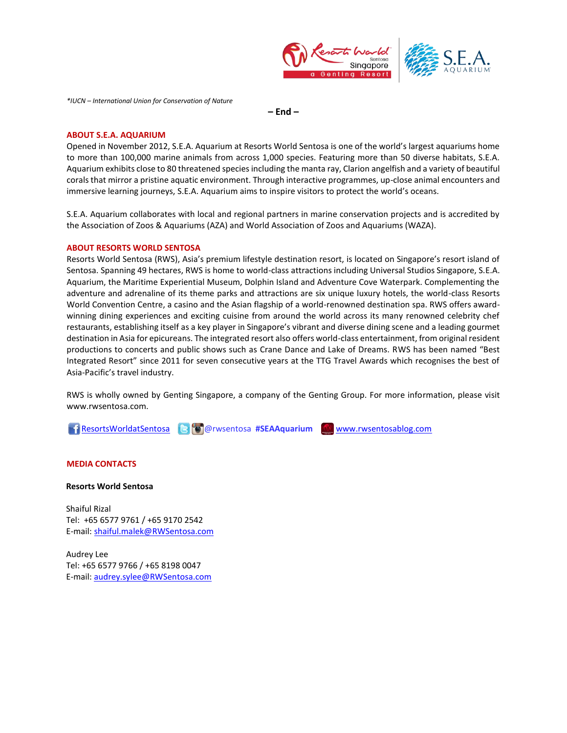*IUCN – International Union for Conservation of Nature

**– End –**

## ABOUT S.E.A. AQUARIUM

Opened in November 2012, S.E.A. Aquarium at Resorts World Sentosa is one of the world's largest aquariums home to more than 100,000 marine animals from across 1,000 species. Featuring more than 50 diverse habitats, S.E.A. Aquarium exhibits close to 80 threatened species including the manta ray, Clarion angelfish and a variety of beautiful corals that mirror a pristine aquatic environment. Through interactive programmes, up-close animal encounters and immersive learning journeys, S.E.A. Aquarium aims to inspire visitors to protect the world's oceans.

S.E.A. Aquarium collaborates with local and regional partners in marine conservation projects and is accredited by the Association of Zoos & Aquariums (AZA) and World Association of Zoos and Aquariums (WAZA).

## ABOUT RESORTS WORLD SENTOSA

Resorts World Sentosa (RWS), Asia's premium lifestyle destination resort, is located on Singapore's resort island of Sentosa. Spanning 49 hectares, RWS is home to world-class attractions including Universal Studios Singapore, S.E.A. Aquarium, the Maritime Experiential Museum, Dolphin Island and Adventure Cove Waterpark. Complementing the adventure and adrenaline of its theme parks and attractions are six unique luxury hotels, the world-class Resorts World Convention Centre, a casino and the Asian flagship of a world-renowned destination spa. RWS offers award-winning dining experiences and exciting cuisine from around the world across its many renowned celebrity chef restaurants, establishing itself as a key player in Singapore's vibrant and diverse dining scene and a leading gourmet destination in Asia for epicureans. The integrated resort also offers world-class entertainment, from original resident productions to concerts and public shows such as Crane Dance and Lake of Dreams. RWS has been named "Best Integrated Resort" since 2011 for seven consecutive years at the TTG Travel Awards which recognises the best of Asia-Pacific's travel industry.

RWS is wholly owned by Genting Singapore, a company of the Genting Group. For more information, please visit www.rwsentosa.com.

ResortsWorldatSentosa @rwsentosa **#SEAAquarium** www.rwsentosablog.com

## MEDIA CONTACTS

**Resorts World Sentosa**

Shaiful Rizal
Tel: +65 6577 9761 / +65 9170 2542
E-mail: shaiful.malek@RWSentosa.com

Audrey Lee
Tel: +65 6577 9766 / +65 8198 0047
E-mail: audrey.sylee@RWSentosa.com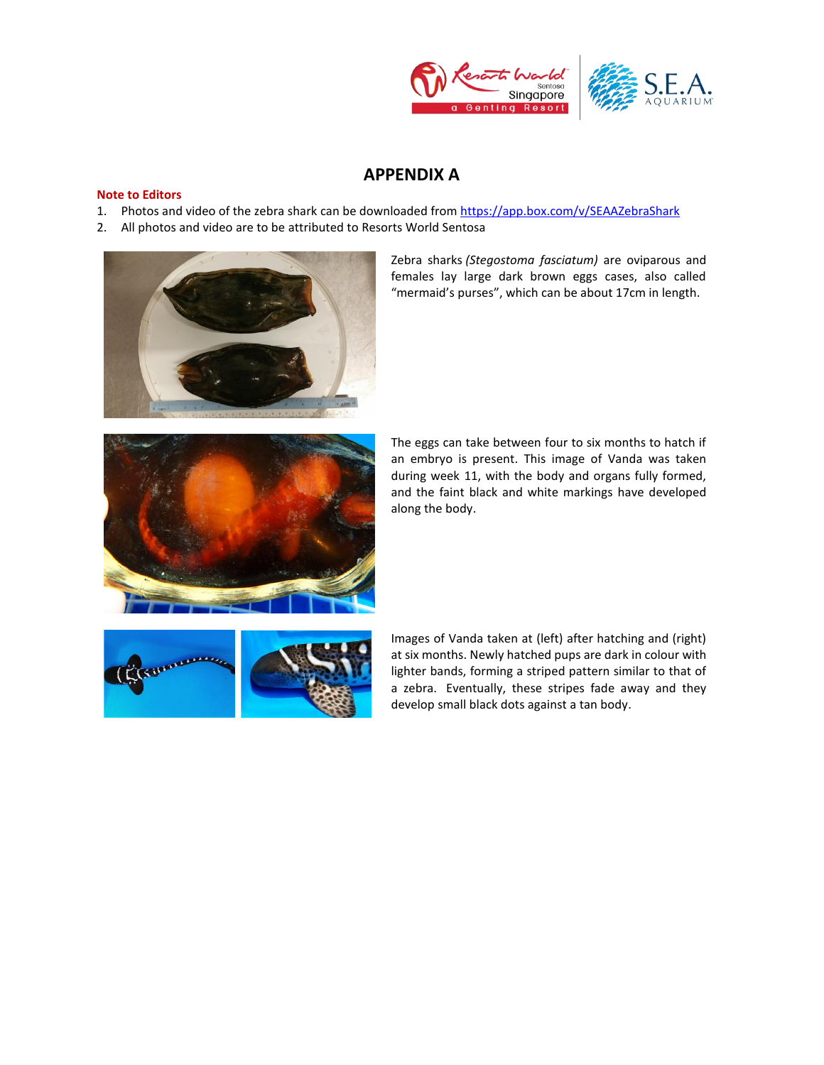# APPENDIX A

**Note to Editors**

1. Photos and video of the zebra shark can be downloaded from https://app.box.com/v/SEAAZebraShark
2. All photos and video are to be attributed to Resorts World Sentosa

Zebra sharks *(Stegostoma fasciatum)* are oviparous and females lay large dark brown eggs cases, also called "mermaid's purses", which can be about 17cm in length.

The eggs can take between four to six months to hatch if an embryo is present. This image of Vanda was taken during week 11, with the body and organs fully formed, and the faint black and white markings have developed along the body.

Images of Vanda taken at (left) after hatching and (right) at six months. Newly hatched pups are dark in colour with lighter bands, forming a striped pattern similar to that of a zebra. Eventually, these stripes fade away and they develop small black dots against a tan body.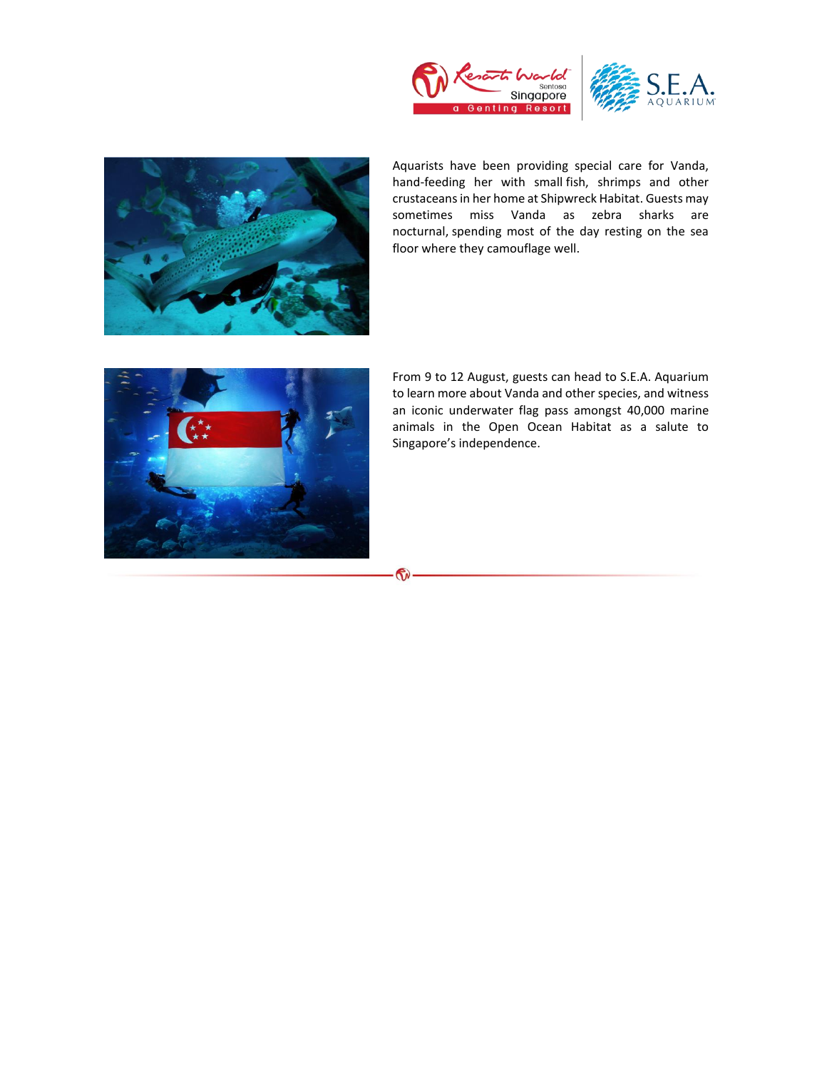Aquarists have been providing special care for Vanda, hand-feeding her with small fish, shrimps and other crustaceans in her home at Shipwreck Habitat. Guests may sometimes miss Vanda as zebra sharks are nocturnal, spending most of the day resting on the sea floor where they camouflage well.

From 9 to 12 August, guests can head to S.E.A. Aquarium to learn more about Vanda and other species, and witness an iconic underwater flag pass amongst 40,000 marine animals in the Open Ocean Habitat as a salute to Singapore's independence.